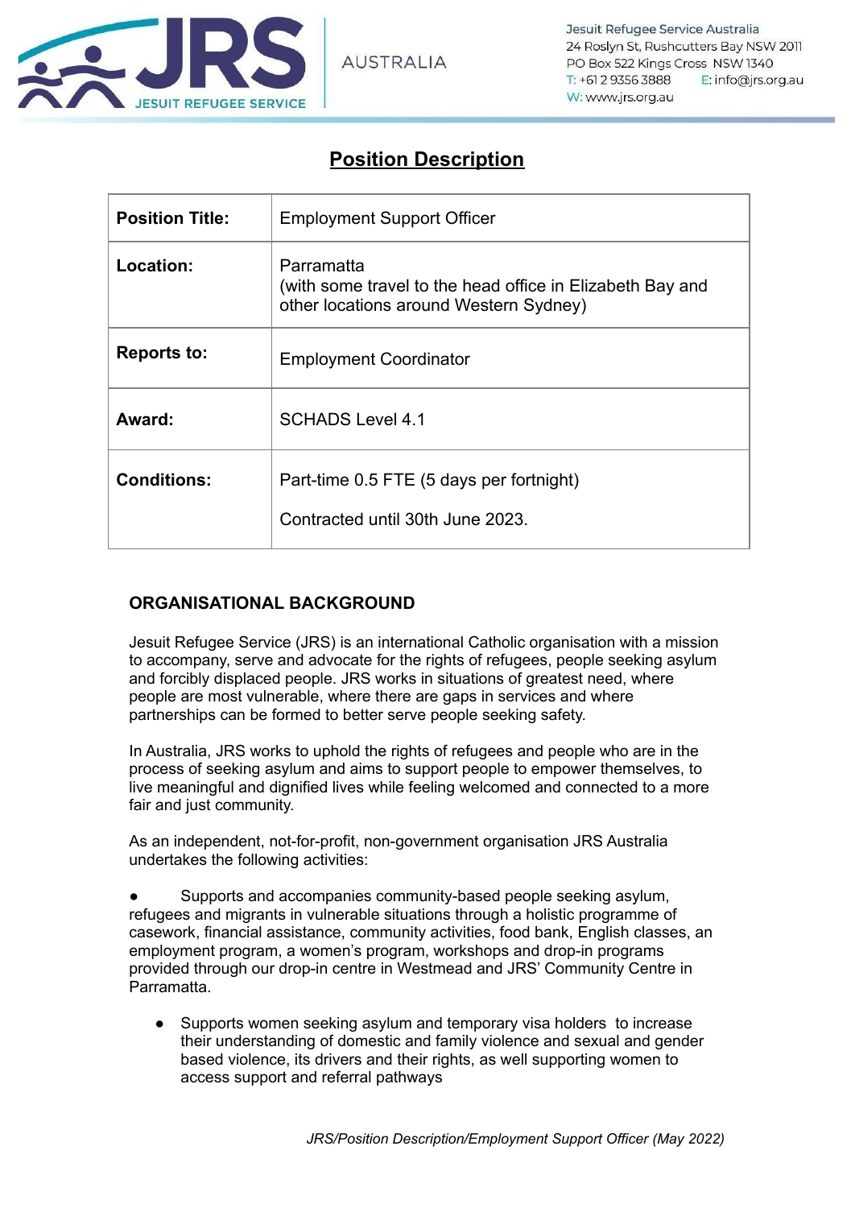Jesuit Refugee Service Australia
24 Roslyn St, Rushcutters Bay NSW 2011
PO Box 522 Kings Cross NSW 1340
T: +61 2 9356 3888 E: info@jrs.org.au
W: www.jrs.org.au

# Position Description

| **Position Title:** | Employment Support Officer |
|---|---|
| **Location:** | Parramatta<br>(with some travel to the head office in Elizabeth Bay and other locations around Western Sydney) |
| **Reports to:** | Employment Coordinator |
| **Award:** | SCHADS Level 4.1 |
| **Conditions:** | Part-time 0.5 FTE (5 days per fortnight)<br><br>Contracted until 30th June 2023. |

## ORGANISATIONAL BACKGROUND

Jesuit Refugee Service (JRS) is an international Catholic organisation with a mission to accompany, serve and advocate for the rights of refugees, people seeking asylum and forcibly displaced people. JRS works in situations of greatest need, where people are most vulnerable, where there are gaps in services and where partnerships can be formed to better serve people seeking safety.

In Australia, JRS works to uphold the rights of refugees and people who are in the process of seeking asylum and aims to support people to empower themselves, to live meaningful and dignified lives while feeling welcomed and connected to a more fair and just community.

As an independent, not-for-profit, non-government organisation JRS Australia undertakes the following activities:

- Supports and accompanies community-based people seeking asylum, refugees and migrants in vulnerable situations through a holistic programme of casework, financial assistance, community activities, food bank, English classes, an employment program, a women's program, workshops and drop-in programs provided through our drop-in centre in Westmead and JRS' Community Centre in Parramatta.

- Supports women seeking asylum and temporary visa holders to increase their understanding of domestic and family violence and sexual and gender based violence, its drivers and their rights, as well supporting women to access support and referral pathways

*JRS/Position Description/Employment Support Officer (May 2022)*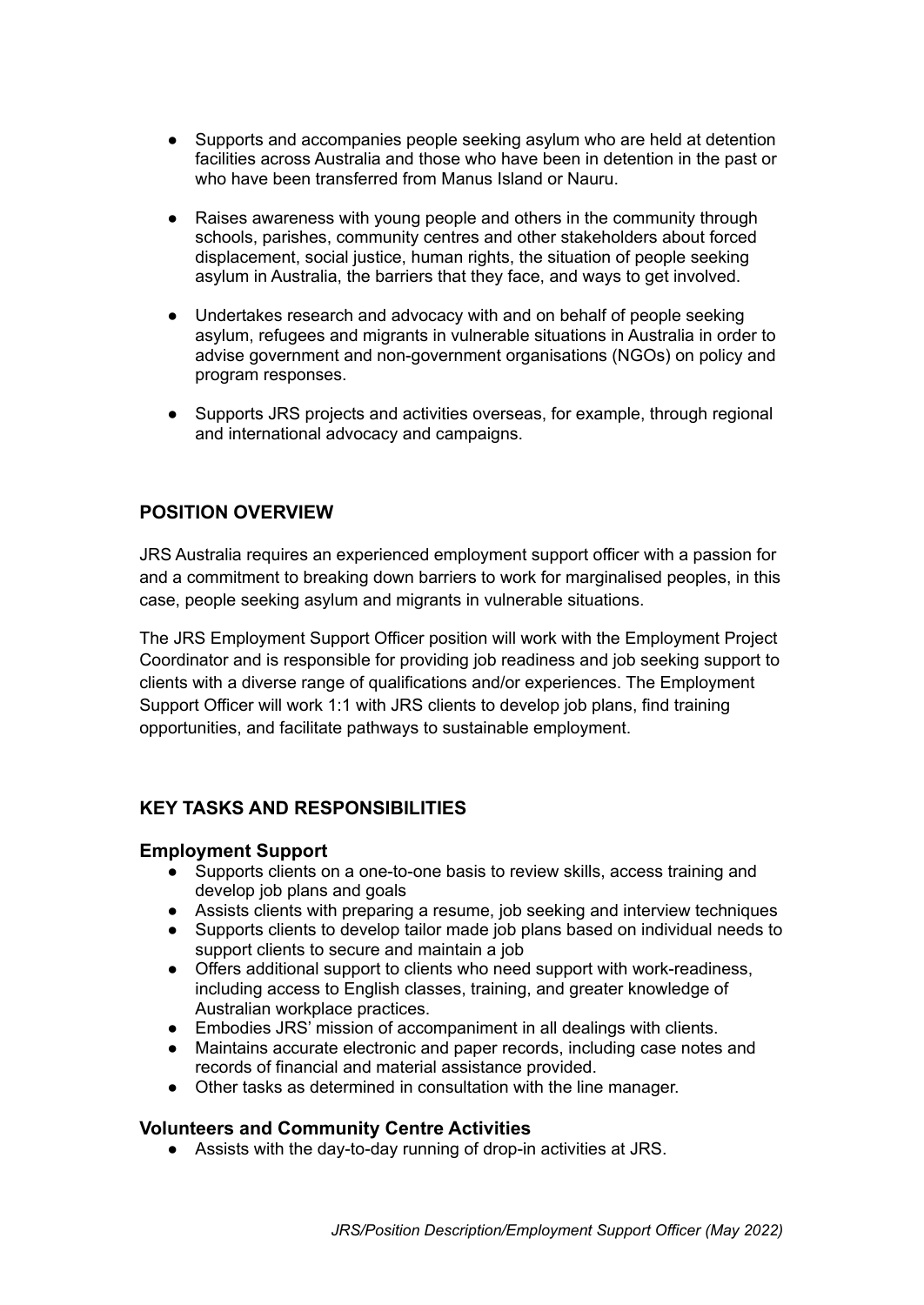- Supports and accompanies people seeking asylum who are held at detention facilities across Australia and those who have been in detention in the past or who have been transferred from Manus Island or Nauru.
- Raises awareness with young people and others in the community through schools, parishes, community centres and other stakeholders about forced displacement, social justice, human rights, the situation of people seeking asylum in Australia, the barriers that they face, and ways to get involved.
- Undertakes research and advocacy with and on behalf of people seeking asylum, refugees and migrants in vulnerable situations in Australia in order to advise government and non-government organisations (NGOs) on policy and program responses.
- Supports JRS projects and activities overseas, for example, through regional and international advocacy and campaigns.

## POSITION OVERVIEW

JRS Australia requires an experienced employment support officer with a passion for and a commitment to breaking down barriers to work for marginalised peoples, in this case, people seeking asylum and migrants in vulnerable situations.

The JRS Employment Support Officer position will work with the Employment Project Coordinator and is responsible for providing job readiness and job seeking support to clients with a diverse range of qualifications and/or experiences. The Employment Support Officer will work 1:1 with JRS clients to develop job plans, find training opportunities, and facilitate pathways to sustainable employment.

## KEY TASKS AND RESPONSIBILITIES

### Employment Support

- Supports clients on a one-to-one basis to review skills, access training and develop job plans and goals
- Assists clients with preparing a resume, job seeking and interview techniques
- Supports clients to develop tailor made job plans based on individual needs to support clients to secure and maintain a job
- Offers additional support to clients who need support with work-readiness, including access to English classes, training, and greater knowledge of Australian workplace practices.
- Embodies JRS' mission of accompaniment in all dealings with clients.
- Maintains accurate electronic and paper records, including case notes and records of financial and material assistance provided.
- Other tasks as determined in consultation with the line manager.

### Volunteers and Community Centre Activities

- Assists with the day-to-day running of drop-in activities at JRS.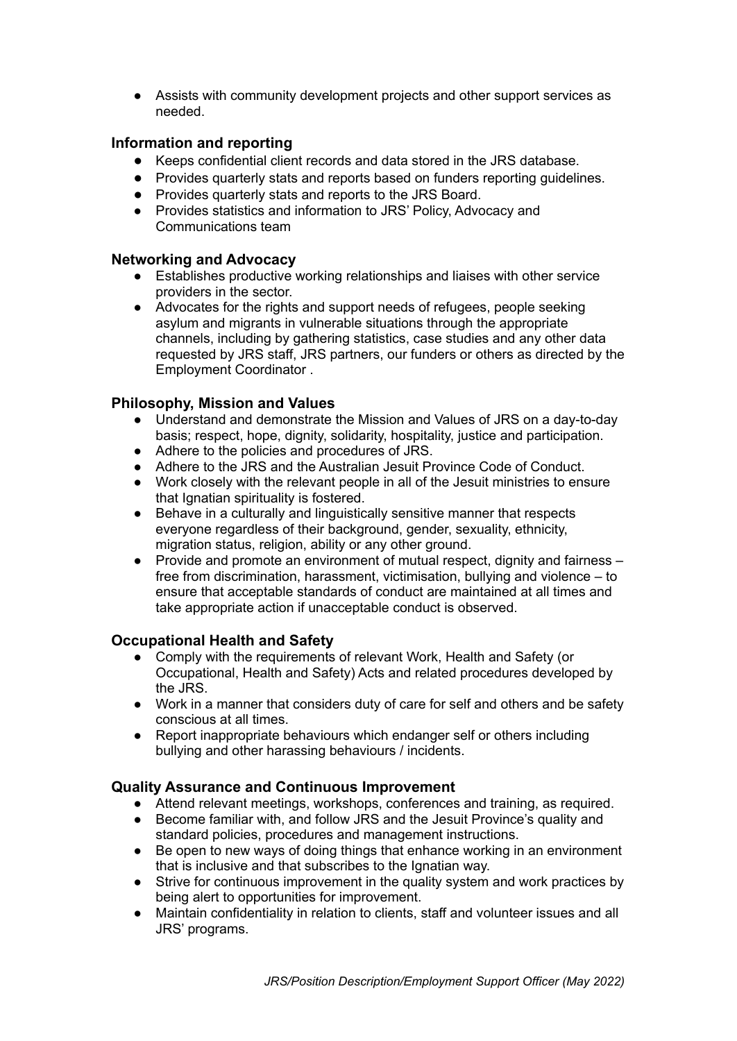- Assists with community development projects and other support services as needed.

### Information and reporting

- Keeps confidential client records and data stored in the JRS database.
- Provides quarterly stats and reports based on funders reporting guidelines.
- Provides quarterly stats and reports to the JRS Board.
- Provides statistics and information to JRS' Policy, Advocacy and Communications team

### Networking and Advocacy

- Establishes productive working relationships and liaises with other service providers in the sector.
- Advocates for the rights and support needs of refugees, people seeking asylum and migrants in vulnerable situations through the appropriate channels, including by gathering statistics, case studies and any other data requested by JRS staff, JRS partners, our funders or others as directed by the Employment Coordinator .

### Philosophy, Mission and Values

- Understand and demonstrate the Mission and Values of JRS on a day-to-day basis; respect, hope, dignity, solidarity, hospitality, justice and participation.
- Adhere to the policies and procedures of JRS.
- Adhere to the JRS and the Australian Jesuit Province Code of Conduct.
- Work closely with the relevant people in all of the Jesuit ministries to ensure that Ignatian spirituality is fostered.
- Behave in a culturally and linguistically sensitive manner that respects everyone regardless of their background, gender, sexuality, ethnicity, migration status, religion, ability or any other ground.
- Provide and promote an environment of mutual respect, dignity and fairness – free from discrimination, harassment, victimisation, bullying and violence – to ensure that acceptable standards of conduct are maintained at all times and take appropriate action if unacceptable conduct is observed.

### Occupational Health and Safety

- Comply with the requirements of relevant Work, Health and Safety (or Occupational, Health and Safety) Acts and related procedures developed by the JRS.
- Work in a manner that considers duty of care for self and others and be safety conscious at all times.
- Report inappropriate behaviours which endanger self or others including bullying and other harassing behaviours / incidents.

### Quality Assurance and Continuous Improvement

- Attend relevant meetings, workshops, conferences and training, as required.
- Become familiar with, and follow JRS and the Jesuit Province's quality and standard policies, procedures and management instructions.
- Be open to new ways of doing things that enhance working in an environment that is inclusive and that subscribes to the Ignatian way.
- Strive for continuous improvement in the quality system and work practices by being alert to opportunities for improvement.
- Maintain confidentiality in relation to clients, staff and volunteer issues and all JRS' programs.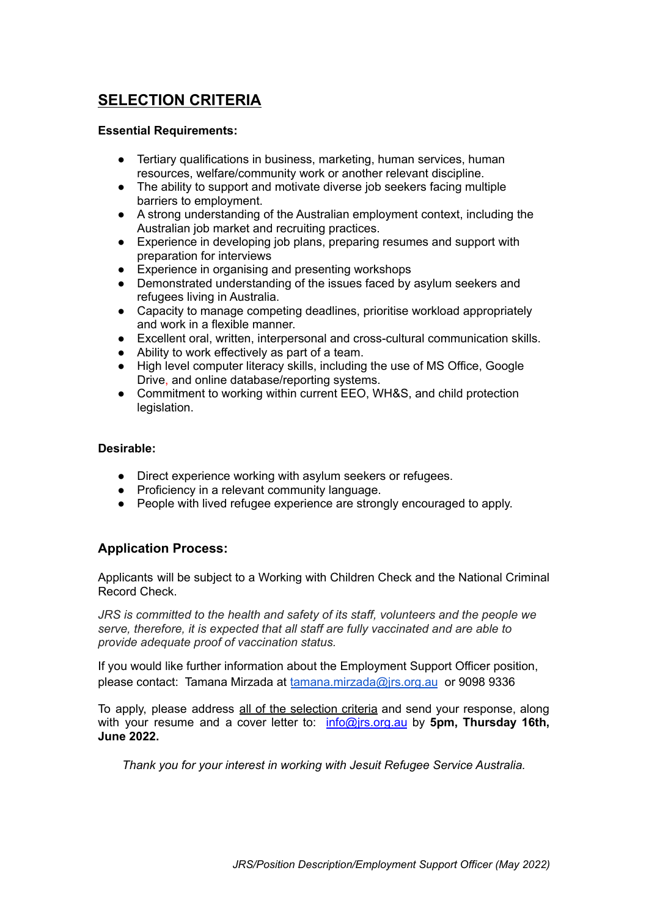## SELECTION CRITERIA

**Essential Requirements:**

- Tertiary qualifications in business, marketing, human services, human resources, welfare/community work or another relevant discipline.
- The ability to support and motivate diverse job seekers facing multiple barriers to employment.
- A strong understanding of the Australian employment context, including the Australian job market and recruiting practices.
- Experience in developing job plans, preparing resumes and support with preparation for interviews
- Experience in organising and presenting workshops
- Demonstrated understanding of the issues faced by asylum seekers and refugees living in Australia.
- Capacity to manage competing deadlines, prioritise workload appropriately and work in a flexible manner.
- Excellent oral, written, interpersonal and cross-cultural communication skills.
- Ability to work effectively as part of a team.
- High level computer literacy skills, including the use of MS Office, Google Drive, and online database/reporting systems.
- Commitment to working within current EEO, WH&S, and child protection legislation.

**Desirable:**

- Direct experience working with asylum seekers or refugees.
- Proficiency in a relevant community language.
- People with lived refugee experience are strongly encouraged to apply.

### Application Process:

Applicants will be subject to a Working with Children Check and the National Criminal Record Check.

*JRS is committed to the health and safety of its staff, volunteers and the people we serve, therefore, it is expected that all staff are fully vaccinated and are able to provide adequate proof of vaccination status.*

If you would like further information about the Employment Support Officer position, please contact: Tamana Mirzada at tamana.mirzada@jrs.org.au or 9098 9336

To apply, please address all of the selection criteria and send your response, along with your resume and a cover letter to: info@jrs.org.au by **5pm, Thursday 16th, June 2022.**

*Thank you for your interest in working with Jesuit Refugee Service Australia.*